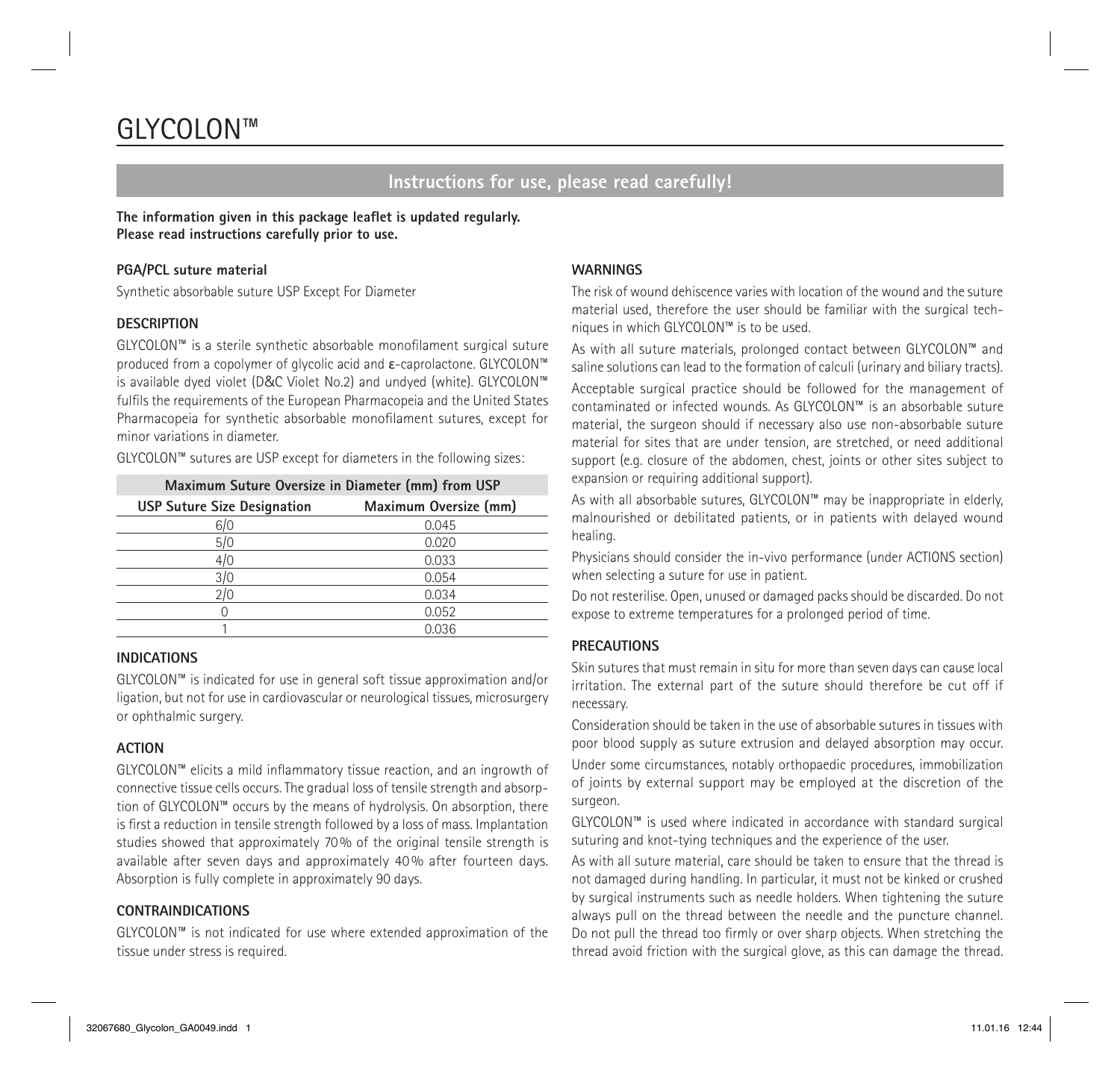# GLYCOLON™

## Instructions for use, please read carefully!

**The information given in this package leaflet is updated regularly.**
**Please read instructions carefully prior to use.**

**PGA/PCL suture material**

Synthetic absorbable suture USP Except For Diameter

**DESCRIPTION**

GLYCOLON™ is a sterile synthetic absorbable monofilament surgical suture produced from a copolymer of glycolic acid and ε-caprolactone. GLYCOLON™ is available dyed violet (D&C Violet No.2) and undyed (white). GLYCOLON™ fulfils the requirements of the European Pharmacopeia and the United States Pharmacopeia for synthetic absorbable monofilament sutures, except for minor variations in diameter.

GLYCOLON™ sutures are USP except for diameters in the following sizes:

| Maximum Suture Oversize in Diameter (mm) from USP | |
|---|---|
| **USP Suture Size Designation** | **Maximum Oversize (mm)** |
| 6/0 | 0.045 |
| 5/0 | 0.020 |
| 4/0 | 0.033 |
| 3/0 | 0.054 |
| 2/0 | 0.034 |
| 0 | 0.052 |
| 1 | 0.036 |

**INDICATIONS**

GLYCOLON™ is indicated for use in general soft tissue approximation and/or ligation, but not for use in cardiovascular or neurological tissues, microsurgery or ophthalmic surgery.

**ACTION**

GLYCOLON™ elicits a mild inflammatory tissue reaction, and an ingrowth of connective tissue cells occurs. The gradual loss of tensile strength and absorption of GLYCOLON™ occurs by the means of hydrolysis. On absorption, there is first a reduction in tensile strength followed by a loss of mass. Implantation studies showed that approximately 70% of the original tensile strength is available after seven days and approximately 40% after fourteen days. Absorption is fully complete in approximately 90 days.

**CONTRAINDICATIONS**

GLYCOLON™ is not indicated for use where extended approximation of the tissue under stress is required.

**WARNINGS**

The risk of wound dehiscence varies with location of the wound and the suture material used, therefore the user should be familiar with the surgical techniques in which GLYCOLON™ is to be used.

As with all suture materials, prolonged contact between GLYCOLON™ and saline solutions can lead to the formation of calculi (urinary and biliary tracts).

Acceptable surgical practice should be followed for the management of contaminated or infected wounds. As GLYCOLON™ is an absorbable suture material, the surgeon should if necessary also use non-absorbable suture material for sites that are under tension, are stretched, or need additional support (e.g. closure of the abdomen, chest, joints or other sites subject to expansion or requiring additional support).

As with all absorbable sutures, GLYCOLON™ may be inappropriate in elderly, malnourished or debilitated patients, or in patients with delayed wound healing.

Physicians should consider the in-vivo performance (under ACTIONS section) when selecting a suture for use in patient.

Do not resterilise. Open, unused or damaged packs should be discarded. Do not expose to extreme temperatures for a prolonged period of time.

**PRECAUTIONS**

Skin sutures that must remain in situ for more than seven days can cause local irritation. The external part of the suture should therefore be cut off if necessary.

Consideration should be taken in the use of absorbable sutures in tissues with poor blood supply as suture extrusion and delayed absorption may occur.

Under some circumstances, notably orthopaedic procedures, immobilization of joints by external support may be employed at the discretion of the surgeon.

GLYCOLON™ is used where indicated in accordance with standard surgical suturing and knot-tying techniques and the experience of the user.

As with all suture material, care should be taken to ensure that the thread is not damaged during handling. In particular, it must not be kinked or crushed by surgical instruments such as needle holders. When tightening the suture always pull on the thread between the needle and the puncture channel. Do not pull the thread too firmly or over sharp objects. When stretching the thread avoid friction with the surgical glove, as this can damage the thread.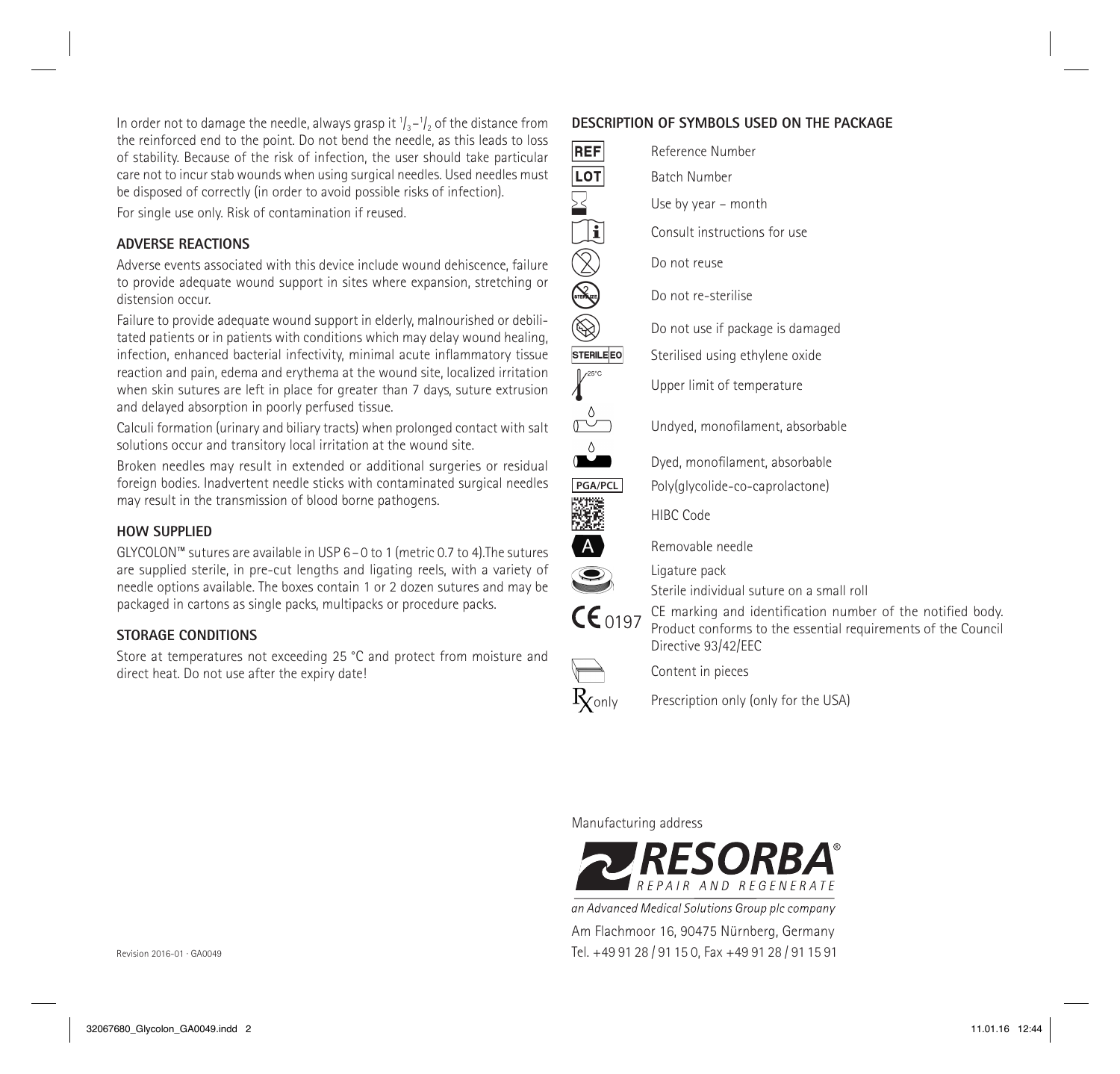In order not to damage the needle, always grasp it $^1/_3$–$^1/_2$ of the distance from the reinforced end to the point. Do not bend the needle, as this leads to loss of stability. Because of the risk of infection, the user should take particular care not to incur stab wounds when using surgical needles. Used needles must be disposed of correctly (in order to avoid possible risks of infection).

For single use only. Risk of contamination if reused.

## ADVERSE REACTIONS

Adverse events associated with this device include wound dehiscence, failure to provide adequate wound support in sites where expansion, stretching or distension occur.

Failure to provide adequate wound support in elderly, malnourished or debilitated patients or in patients with conditions which may delay wound healing, infection, enhanced bacterial infectivity, minimal acute inflammatory tissue reaction and pain, edema and erythema at the wound site, localized irritation when skin sutures are left in place for greater than 7 days, suture extrusion and delayed absorption in poorly perfused tissue.

Calculi formation (urinary and biliary tracts) when prolonged contact with salt solutions occur and transitory local irritation at the wound site.

Broken needles may result in extended or additional surgeries or residual foreign bodies. Inadvertent needle sticks with contaminated surgical needles may result in the transmission of blood borne pathogens.

## HOW SUPPLIED

GLYCOLON™ sutures are available in USP 6–0 to 1 (metric 0.7 to 4).The sutures are supplied sterile, in pre-cut lengths and ligating reels, with a variety of needle options available. The boxes contain 1 or 2 dozen sutures and may be packaged in cartons as single packs, multipacks or procedure packs.

## STORAGE CONDITIONS

Store at temperatures not exceeding 25 °C and protect from moisture and direct heat. Do not use after the expiry date!

## DESCRIPTION OF SYMBOLS USED ON THE PACKAGE

| | |
|---|---|
| REF | Reference Number |
| LOT | Batch Number |
| | Use by year – month |
| | Consult instructions for use |
| | Do not reuse |
| | Do not re-sterilise |
| | Do not use if package is damaged |
| STERILE EO | Sterilised using ethylene oxide |
| 25°C | Upper limit of temperature |
| | Undyed, monofilament, absorbable |
| | Dyed, monofilament, absorbable |
| PGA/PCL | Poly(glycolide-co-caprolactone) |
| | HIBC Code |
| A | Removable needle |
| | Ligature pack<br>Sterile individual suture on a small roll |
| CE 0197 | CE marking and identification number of the notified body. Product conforms to the essential requirements of the Council Directive 93/42/EEC |
| | Content in pieces |
| Rx only | Prescription only (only for the USA) |

Manufacturing address

RESORBA®
REPAIR AND REGENERATE

*an Advanced Medical Solutions Group plc company*

Am Flachmoor 16, 90475 Nürnberg, Germany
Tel. +49 91 28 / 91 15 0, Fax +49 91 28 / 91 15 91

Revision 2016-01 · GA0049